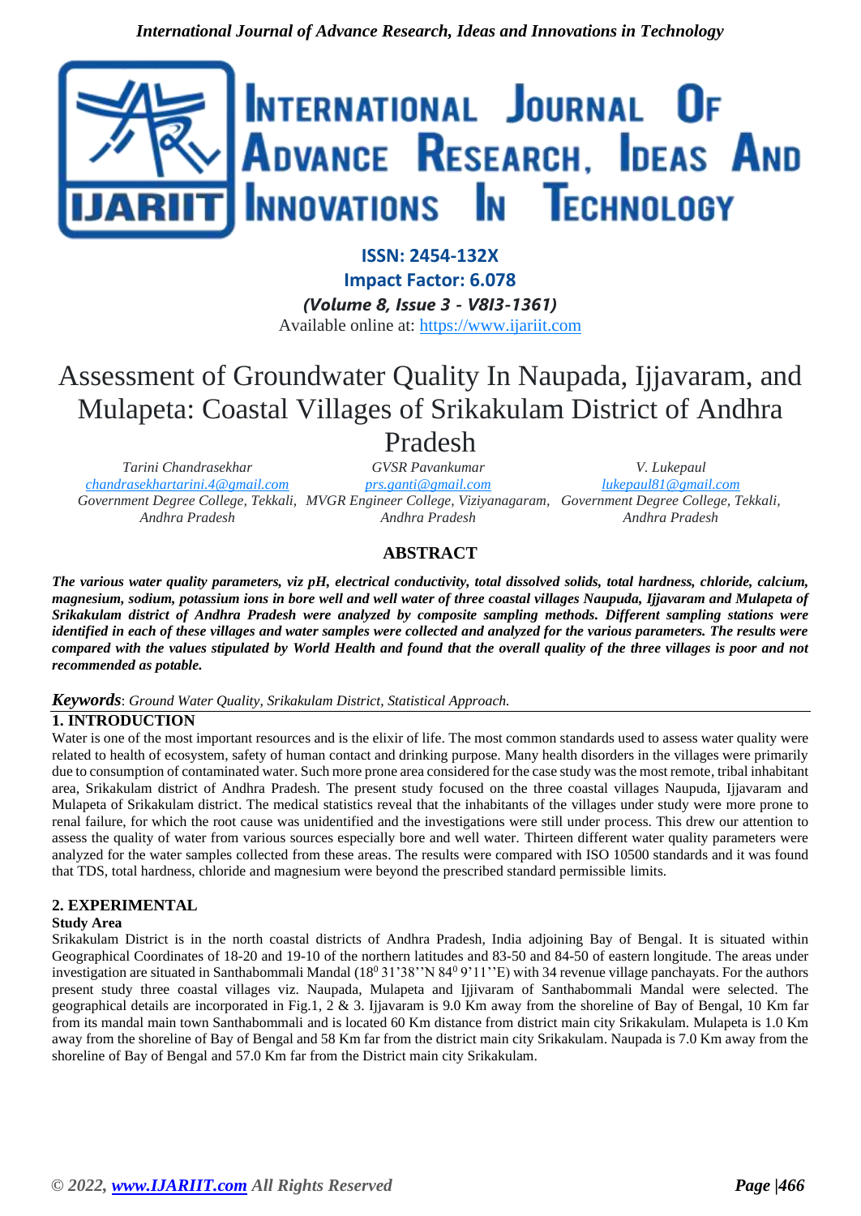# Assessment of Groundwater Quality In Naupada, Ijjavaram, and Mulapeta: Coastal Villages of Srikakulam District of Andhra Pradesh

*Tarini Chandrasekhar*
*chandrasekhartarini.4@gmail.com*
*Government Degree College, Tekkali, Andhra Pradesh*

*GVSR Pavankumar*
*prs.ganti@gmail.com*
*MVGR Engineer College, Viziyanagaram, Andhra Pradesh*

*V. Lukepaul*
*lukepaul81@gmail.com*
*Government Degree College, Tekkali, Andhra Pradesh*

## ABSTRACT

***The various water quality parameters, viz pH, electrical conductivity, total dissolved solids, total hardness, chloride, calcium, magnesium, sodium, potassium ions in bore well and well water of three coastal villages Naupuda, Ijjavaram and Mulapeta of Srikakulam district of Andhra Pradesh were analyzed by composite sampling methods. Different sampling stations were identified in each of these villages and water samples were collected and analyzed for the various parameters. The results were compared with the values stipulated by World Health and found that the overall quality of the three villages is poor and not recommended as potable.***

***Keywords**: Ground Water Quality, Srikakulam District, Statistical Approach.*

## 1. INTRODUCTION

Water is one of the most important resources and is the elixir of life. The most common standards used to assess water quality were related to health of ecosystem, safety of human contact and drinking purpose. Many health disorders in the villages were primarily due to consumption of contaminated water. Such more prone area considered for the case study was the most remote, tribal inhabitant area, Srikakulam district of Andhra Pradesh. The present study focused on the three coastal villages Naupuda, Ijjavaram and Mulapeta of Srikakulam district. The medical statistics reveal that the inhabitants of the villages under study were more prone to renal failure, for which the root cause was unidentified and the investigations were still under process. This drew our attention to assess the quality of water from various sources especially bore and well water. Thirteen different water quality parameters were analyzed for the water samples collected from these areas. The results were compared with ISO 10500 standards and it was found that TDS, total hardness, chloride and magnesium were beyond the prescribed standard permissible limits.

## 2. EXPERIMENTAL

### Study Area

Srikakulam District is in the north coastal districts of Andhra Pradesh, India adjoining Bay of Bengal. It is situated within Geographical Coordinates of 18-20 and 19-10 of the northern latitudes and 83-50 and 84-50 of eastern longitude. The areas under investigation are situated in Santhabommali Mandal ($18^0$ 31'38''N $84^0$ 9'11''E) with 34 revenue village panchayats. For the authors present study three coastal villages viz. Naupada, Mulapeta and Ijjivaram of Santhabommali Mandal were selected. The geographical details are incorporated in Fig.1, 2 & 3. Ijjavaram is 9.0 Km away from the shoreline of Bay of Bengal, 10 Km far from its mandal main town Santhabommali and is located 60 Km distance from district main city Srikakulam. Mulapeta is 1.0 Km away from the shoreline of Bay of Bengal and 58 Km far from the district main city Srikakulam. Naupada is 7.0 Km away from the shoreline of Bay of Bengal and 57.0 Km far from the District main city Srikakulam.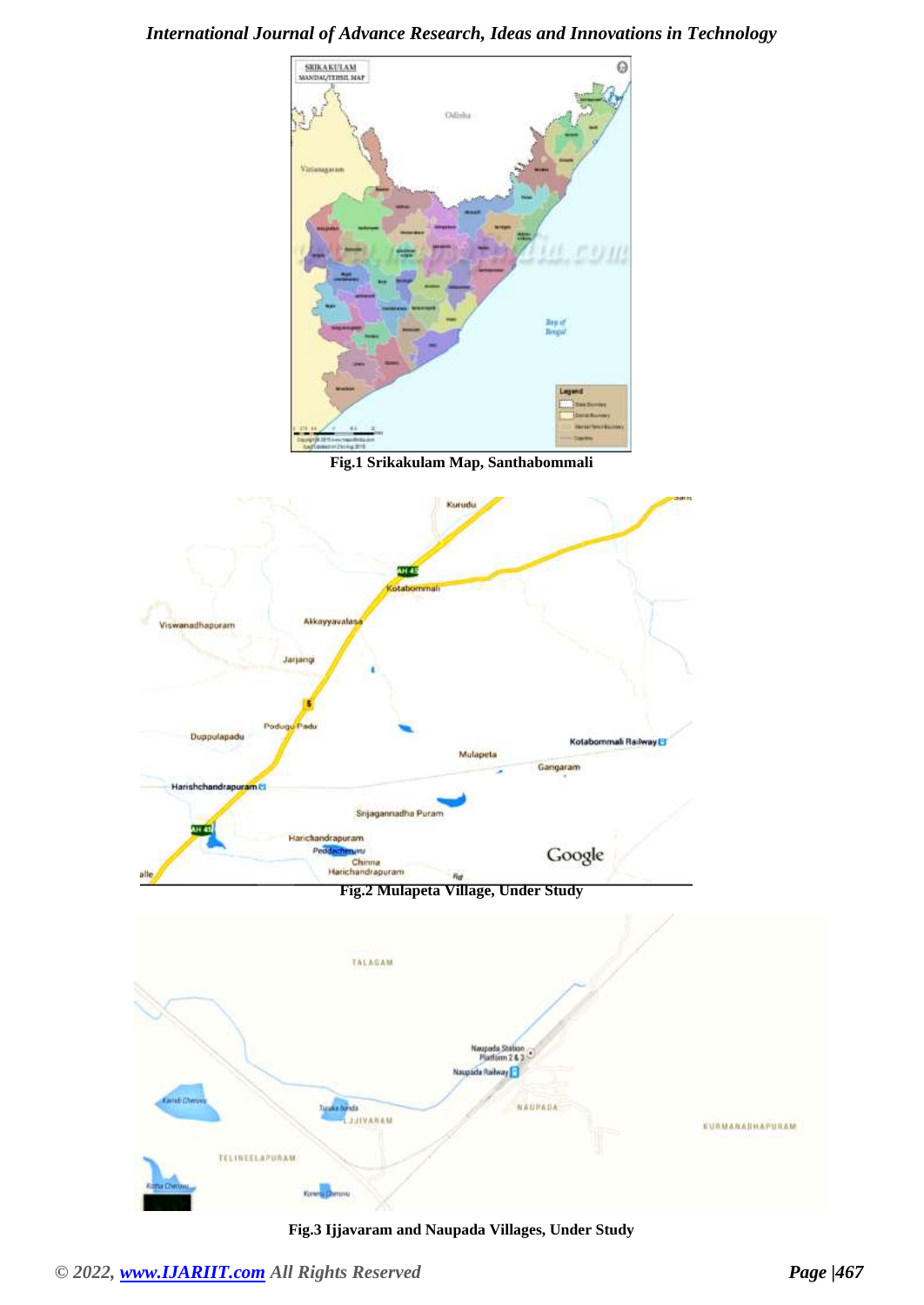Fig.1 Srikakulam Map, Santhabommali

Fig.2 Mulapeta Village, Under Study

Fig.3 Ijjavaram and Naupada Villages, Under Study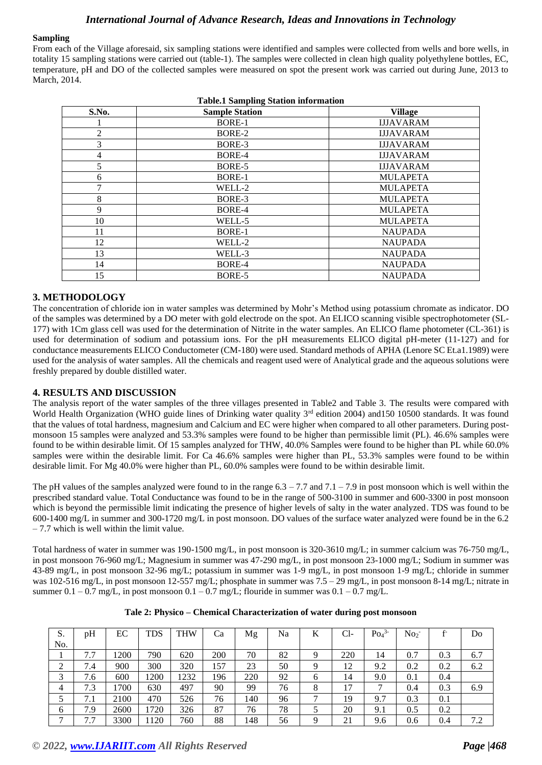### Sampling

From each of the Village aforesaid, six sampling stations were identified and samples were collected from wells and bore wells, in totality 15 sampling stations were carried out (table-1). The samples were collected in clean high quality polyethylene bottles, EC, temperature, pH and DO of the collected samples were measured on spot the present work was carried out during June, 2013 to March, 2014.

**Table.1 Sampling Station information**

| S.No. | Sample Station | Village |
|---|---|---|
| 1 | BORE-1 | IJJAVARAM |
| 2 | BORE-2 | IJJAVARAM |
| 3 | BORE-3 | IJJAVARAM |
| 4 | BORE-4 | IJJAVARAM |
| 5 | BORE-5 | IJJAVARAM |
| 6 | BORE-1 | MULAPETA |
| 7 | WELL-2 | MULAPETA |
| 8 | BORE-3 | MULAPETA |
| 9 | BORE-4 | MULAPETA |
| 10 | WELL-5 | MULAPETA |
| 11 | BORE-1 | NAUPADA |
| 12 | WELL-2 | NAUPADA |
| 13 | WELL-3 | NAUPADA |
| 14 | BORE-4 | NAUPADA |
| 15 | BORE-5 | NAUPADA |

## 3. METHODOLOGY

The concentration of chloride ion in water samples was determined by Mohr's Method using potassium chromate as indicator. DO of the samples was determined by a DO meter with gold electrode on the spot. An ELICO scanning visible spectrophotometer (SL-177) with 1Cm glass cell was used for the determination of Nitrite in the water samples. An ELICO flame photometer (CL-361) is used for determination of sodium and potassium ions. For the pH measurements ELICO digital pH-meter (11-127) and for conductance measurements ELICO Conductometer (CM-180) were used. Standard methods of APHA (Lenore SC Et.a1.1989) were used for the analysis of water samples. All the chemicals and reagent used were of Analytical grade and the aqueous solutions were freshly prepared by double distilled water.

## 4. RESULTS AND DISCUSSION

The analysis report of the water samples of the three villages presented in Table2 and Table 3. The results were compared with World Health Organization (WHO guide lines of Drinking water quality 3rd edition 2004) and150 10500 standards. It was found that the values of total hardness, magnesium and Calcium and EC were higher when compared to all other parameters. During post-monsoon 15 samples were analyzed and 53.3% samples were found to be higher than permissible limit (PL). 46.6% samples were found to be within desirable limit. Of 15 samples analyzed for THW, 40.0% Samples were found to be higher than PL while 60.0% samples were within the desirable limit. For Ca 46.6% samples were higher than PL, 53.3% samples were found to be within desirable limit. For Mg 40.0% were higher than PL, 60.0% samples were found to be within desirable limit.

The pH values of the samples analyzed were found to in the range 6.3 – 7.7 and 7.1 – 7.9 in post monsoon which is well within the prescribed standard value. Total Conductance was found to be in the range of 500-3100 in summer and 600-3300 in post monsoon which is beyond the permissible limit indicating the presence of higher levels of salty in the water analyzed. TDS was found to be 600-1400 mg/L in summer and 300-1720 mg/L in post monsoon. DO values of the surface water analyzed were found be in the 6.2 – 7.7 which is well within the limit value.

Total hardness of water in summer was 190-1500 mg/L, in post monsoon is 320-3610 mg/L; in summer calcium was 76-750 mg/L, in post monsoon 76-960 mg/L; Magnesium in summer was 47-290 mg/L, in post monsoon 23-1000 mg/L; Sodium in summer was 43-89 mg/L, in post monsoon 32-96 mg/L; potassium in summer was 1-9 mg/L, in post monsoon 1-9 mg/L; chloride in summer was 102-516 mg/L, in post monsoon 12-557 mg/L; phosphate in summer was 7.5 – 29 mg/L, in post monsoon 8-14 mg/L; nitrate in summer 0.1 – 0.7 mg/L, in post monsoon 0.1 – 0.7 mg/L; flouride in summer was 0.1 – 0.7 mg/L.

**Tale 2: Physico – Chemical Characterization of water during post monsoon**

| S. No. | pH | EC | TDS | THW | Ca | Mg | Na | K | Cl- | $Po_4^{3-}$ | $No_2^-$ | $f^-$ | Do |
|---|---|---|---|---|---|---|---|---|---|---|---|---|---|
| 1 | 7.7 | 1200 | 790 | 620 | 200 | 70 | 82 | 9 | 220 | 14 | 0.7 | 0.3 | 6.7 |
| 2 | 7.4 | 900 | 300 | 320 | 157 | 23 | 50 | 9 | 12 | 9.2 | 0.2 | 0.2 | 6.2 |
| 3 | 7.6 | 600 | 1200 | 1232 | 196 | 220 | 92 | 6 | 14 | 9.0 | 0.1 | 0.4 | |
| 4 | 7.3 | 1700 | 630 | 497 | 90 | 99 | 76 | 8 | 17 | 7 | 0.4 | 0.3 | 6.9 |
| 5 | 7.1 | 2100 | 470 | 526 | 76 | 140 | 96 | 7 | 19 | 9.7 | 0.3 | 0.1 | |
| 6 | 7.9 | 2600 | 1720 | 326 | 87 | 76 | 78 | 5 | 20 | 9.1 | 0.5 | 0.2 | |
| 7 | 7.7 | 3300 | 1120 | 760 | 88 | 148 | 56 | 9 | 21 | 9.6 | 0.6 | 0.4 | 7.2 |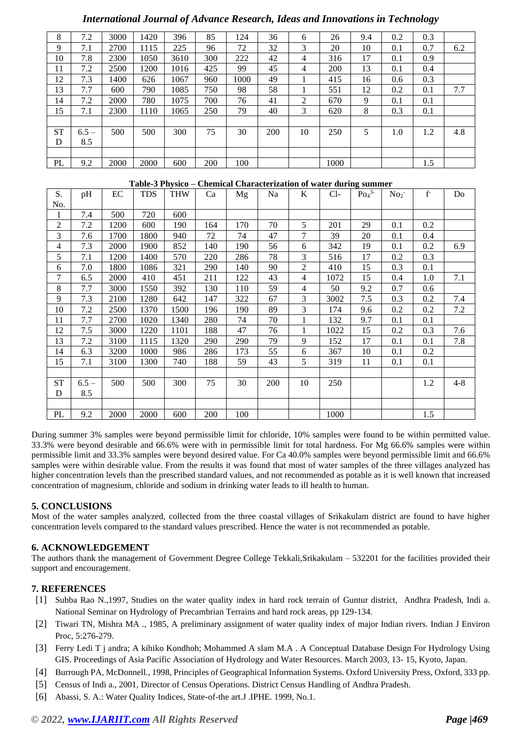| 8 | 7.2 | 3000 | 1420 | 396 | 85 | 124 | 36 | 6 | 26 | 9.4 | 0.2 | 0.3 | |
|---|---|---|---|---|---|---|---|---|---|---|---|---|---|
| 9 | 7.1 | 2700 | 1115 | 225 | 96 | 72 | 32 | 3 | 20 | 10 | 0.1 | 0.7 | 6.2 |
| 10 | 7.8 | 2300 | 1050 | 3610 | 300 | 222 | 42 | 4 | 316 | 17 | 0.1 | 0.9 | |
| 11 | 7.2 | 2500 | 1200 | 1016 | 425 | 99 | 45 | 4 | 200 | 13 | 0.1 | 0.4 | |
| 12 | 7.3 | 1400 | 626 | 1067 | 960 | 1000 | 49 | 1 | 415 | 16 | 0.6 | 0.3 | |
| 13 | 7.7 | 600 | 790 | 1085 | 750 | 98 | 58 | 1 | 551 | 12 | 0.2 | 0.1 | 7.7 |
| 14 | 7.2 | 2000 | 780 | 1075 | 700 | 76 | 41 | 2 | 670 | 9 | 0.1 | 0.1 | |
| 15 | 7.1 | 2300 | 1110 | 1065 | 250 | 79 | 40 | 3 | 620 | 8 | 0.3 | 0.1 | |
| | | | | | | | | | | | | | |
| STD | 6.5 – 8.5 | 500 | 500 | 300 | 75 | 30 | 200 | 10 | 250 | 5 | 1.0 | 1.2 | 4.8 |
| | | | | | | | | | | | | | |
| PL | 9.2 | 2000 | 2000 | 600 | 200 | 100 | | | 1000 | | | 1.5 | |

**Table-3 Physico – Chemical Characterization of water during summer**

| S. No. | pH | EC | TDS | THW | Ca | Mg | Na | K | Cl- | $Po_4^{3-}$ | $No_2^-$ | $f^-$ | Do |
|---|---|---|---|---|---|---|---|---|---|---|---|---|---|
| 1 | 7.4 | 500 | 720 | 600 | | | | | | | | | |
| 2 | 7.2 | 1200 | 600 | 190 | 164 | 170 | 70 | 5 | 201 | 29 | 0.1 | 0.2 | |
| 3 | 7.6 | 1700 | 1800 | 940 | 72 | 74 | 47 | 7 | 39 | 20 | 0.1 | 0.4 | |
| 4 | 7.3 | 2000 | 1900 | 852 | 140 | 190 | 56 | 6 | 342 | 19 | 0.1 | 0.2 | 6.9 |
| 5 | 7.1 | 1200 | 1400 | 570 | 220 | 286 | 78 | 3 | 516 | 17 | 0.2 | 0.3 | |
| 6 | 7.0 | 1800 | 1086 | 321 | 290 | 140 | 90 | 2 | 410 | 15 | 0.3 | 0.1 | |
| 7 | 6.5 | 2000 | 410 | 451 | 211 | 122 | 43 | 4 | 1072 | 15 | 0.4 | 1.0 | 7.1 |
| 8 | 7.7 | 3000 | 1550 | 392 | 130 | 110 | 59 | 4 | 50 | 9.2 | 0.7 | 0.6 | |
| 9 | 7.3 | 2100 | 1280 | 642 | 147 | 322 | 67 | 3 | 3002 | 7.5 | 0.3 | 0.2 | 7.4 |
| 10 | 7.2 | 2500 | 1370 | 1500 | 196 | 190 | 89 | 3 | 174 | 9.6 | 0.2 | 0.2 | 7.2 |
| 11 | 7.7 | 2700 | 1020 | 1340 | 280 | 74 | 70 | 1 | 132 | 9.7 | 0.1 | 0.1 | |
| 12 | 7.5 | 3000 | 1220 | 1101 | 188 | 47 | 76 | 1 | 1022 | 15 | 0.2 | 0.3 | 7.6 |
| 13 | 7.2 | 3100 | 1115 | 1320 | 290 | 290 | 79 | 9 | 152 | 17 | 0.1 | 0.1 | 7.8 |
| 14 | 6.3 | 3200 | 1000 | 986 | 286 | 173 | 55 | 6 | 367 | 10 | 0.1 | 0.2 | |
| 15 | 7.1 | 3100 | 1300 | 740 | 188 | 59 | 43 | 5 | 319 | 11 | 0.1 | 0.1 | |
| | | | | | | | | | | | | | |
| STD | 6.5 – 8.5 | 500 | 500 | 300 | 75 | 30 | 200 | 10 | 250 | | | 1.2 | 4-8 |
| | | | | | | | | | | | | | |
| PL | 9.2 | 2000 | 2000 | 600 | 200 | 100 | | | 1000 | | | 1.5 | |

During summer 3% samples were beyond permissible limit for chloride, 10% samples were found to be within permitted value. 33.3% were beyond desirable and 66.6% were with in permissible limit for total hardness. For Mg 66.6% samples were within permissible limit and 33.3% samples were beyond desired value. For Ca 40.0% samples were beyond permissible limit and 66.6% samples were within desirable value. From the results it was found that most of water samples of the three villages analyzed has higher concentration levels than the prescribed standard values, and not recommended as potable as it is well known that increased concentration of magnesium, chloride and sodium in drinking water leads to ill health to human.

## 5. CONCLUSIONS

Most of the water samples analyzed, collected from the three coastal villages of Srikakulam district are found to have higher concentration levels compared to the standard values prescribed. Hence the water is not recommended as potable.

## 6. ACKNOWLEDGEMENT

The authors thank the management of Government Degree College Tekkali,Srikakulam – 532201 for the facilities provided their support and encouragement.

## 7. REFERENCES

[1] Subba Rao N.,1997, Studies on the water quality index in hard rock terrain of Guntur district, Andhra Pradesh, Indi a. National Seminar on Hydrology of Precambrian Terrains and hard rock areas, pp 129-134.

[2] Tiwari TN, Mishra MA ., 1985, A preliminary assignment of water quality index of major Indian rivers. Indian J Environ Proc, 5:276-279.

[3] Ferry Ledi T j andra; A kihiko Kondhoh; Mohammed A slam M.A . A Conceptual Database Design For Hydrology Using GIS. Proceedings of Asia Pacific Association of Hydrology and Water Resources. March 2003, 13- 15, Kyoto, Japan.

[4] Burrough PA, McDonnell., 1998, Principles of Geographical Information Systems. Oxford University Press, Oxford, 333 pp.

[5] Census of Indi a., 2001, Director of Census Operations. District Census Handling of Andhra Pradesh.

[6] Abassi, S. A.: Water Quality Indices, State-of-the art.J .IPHE. 1999, No.1.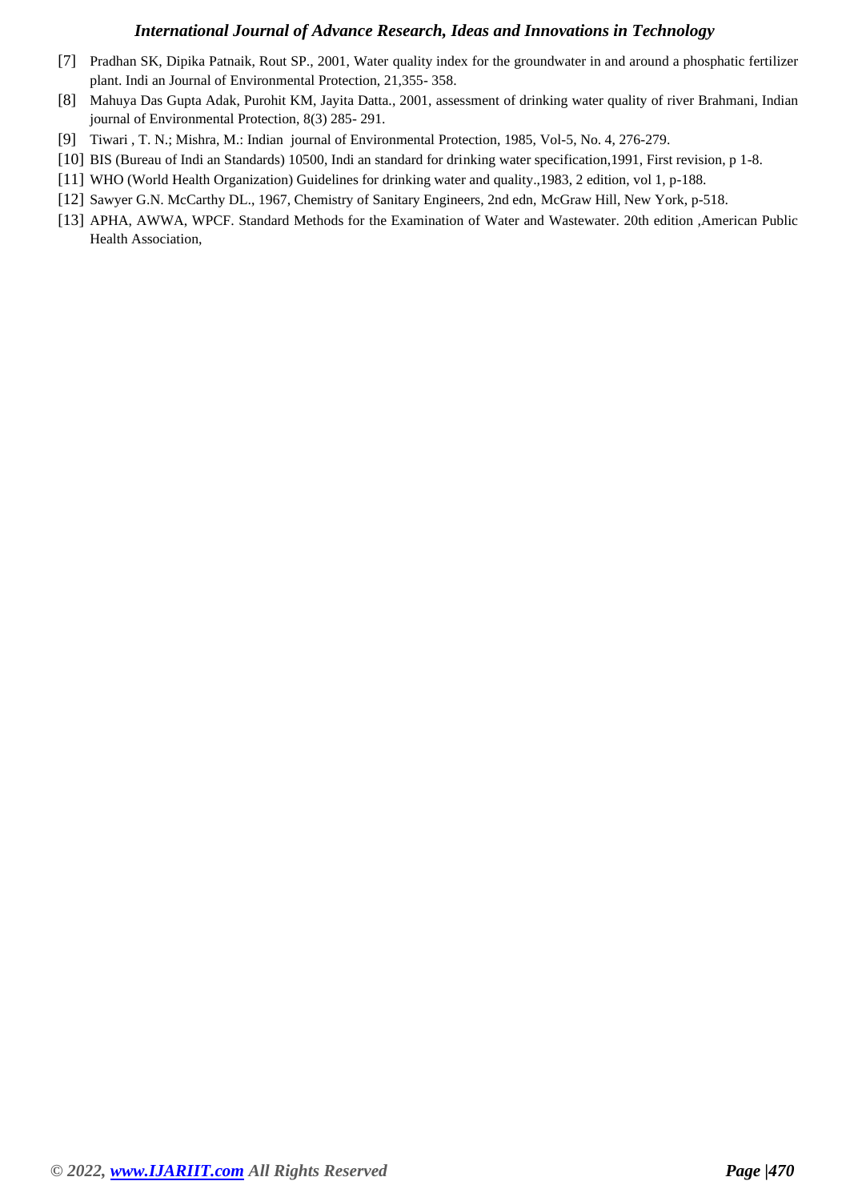[7] Pradhan SK, Dipika Patnaik, Rout SP., 2001, Water quality index for the groundwater in and around a phosphatic fertilizer plant. Indi an Journal of Environmental Protection, 21,355- 358.

[8] Mahuya Das Gupta Adak, Purohit KM, Jayita Datta., 2001, assessment of drinking water quality of river Brahmani, Indian journal of Environmental Protection, 8(3) 285- 291.

[9] Tiwari , T. N.; Mishra, M.: Indian journal of Environmental Protection, 1985, Vol-5, No. 4, 276-279.

[10] BIS (Bureau of Indi an Standards) 10500, Indi an standard for drinking water specification,1991, First revision, p 1-8.

[11] WHO (World Health Organization) Guidelines for drinking water and quality.,1983, 2 edition, vol 1, p-188.

[12] Sawyer G.N. McCarthy DL., 1967, Chemistry of Sanitary Engineers, 2nd edn, McGraw Hill, New York, p-518.

[13] APHA, AWWA, WPCF. Standard Methods for the Examination of Water and Wastewater. 20th edition ,American Public Health Association,